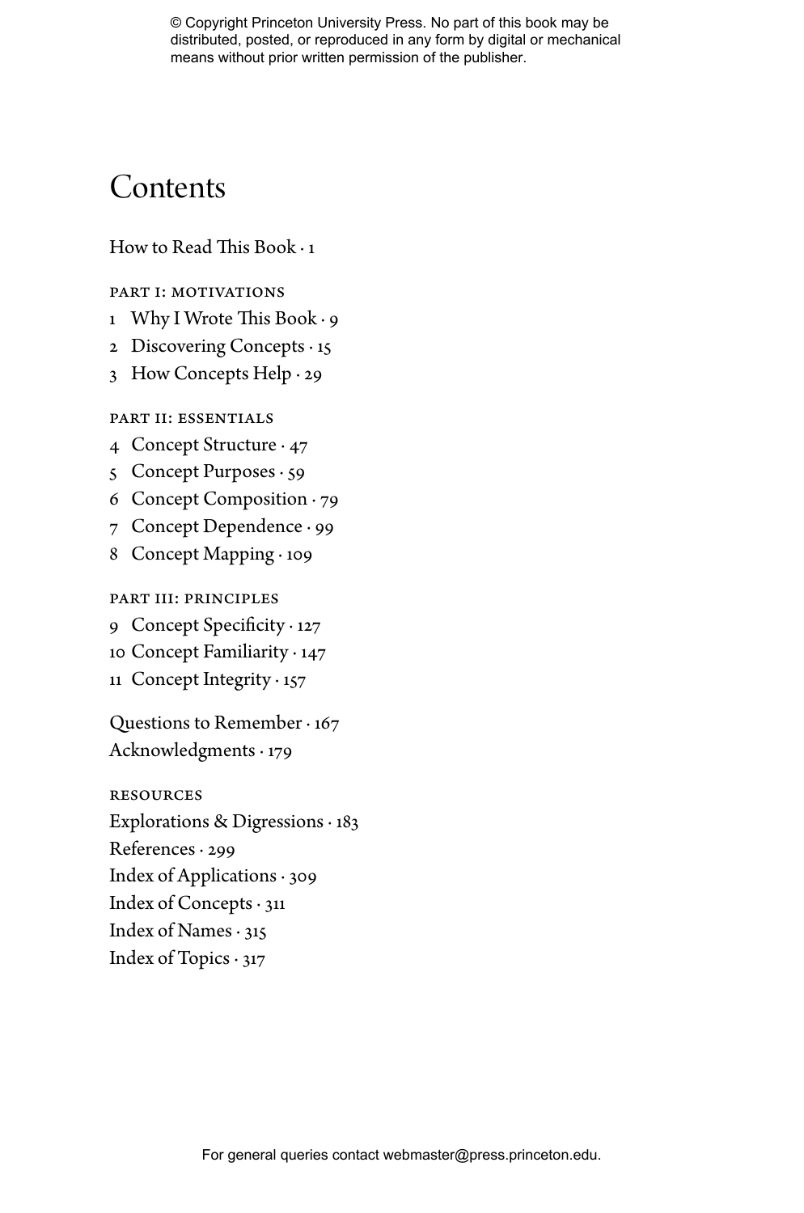# Contents

How to Read This Book · 1

PART I: MOTIVATIONS

1 Why I Wrote This Book · 9
2 Discovering Concepts · 15
3 How Concepts Help · 29

PART II: ESSENTIALS

4 Concept Structure · 47
5 Concept Purposes · 59
6 Concept Composition · 79
7 Concept Dependence · 99
8 Concept Mapping · 109

PART III: PRINCIPLES

9 Concept Specificity · 127
10 Concept Familiarity · 147
11 Concept Integrity · 157

Questions to Remember · 167
Acknowledgments · 179

RESOURCES

Explorations & Digressions · 183
References · 299
Index of Applications · 309
Index of Concepts · 311
Index of Names · 315
Index of Topics · 317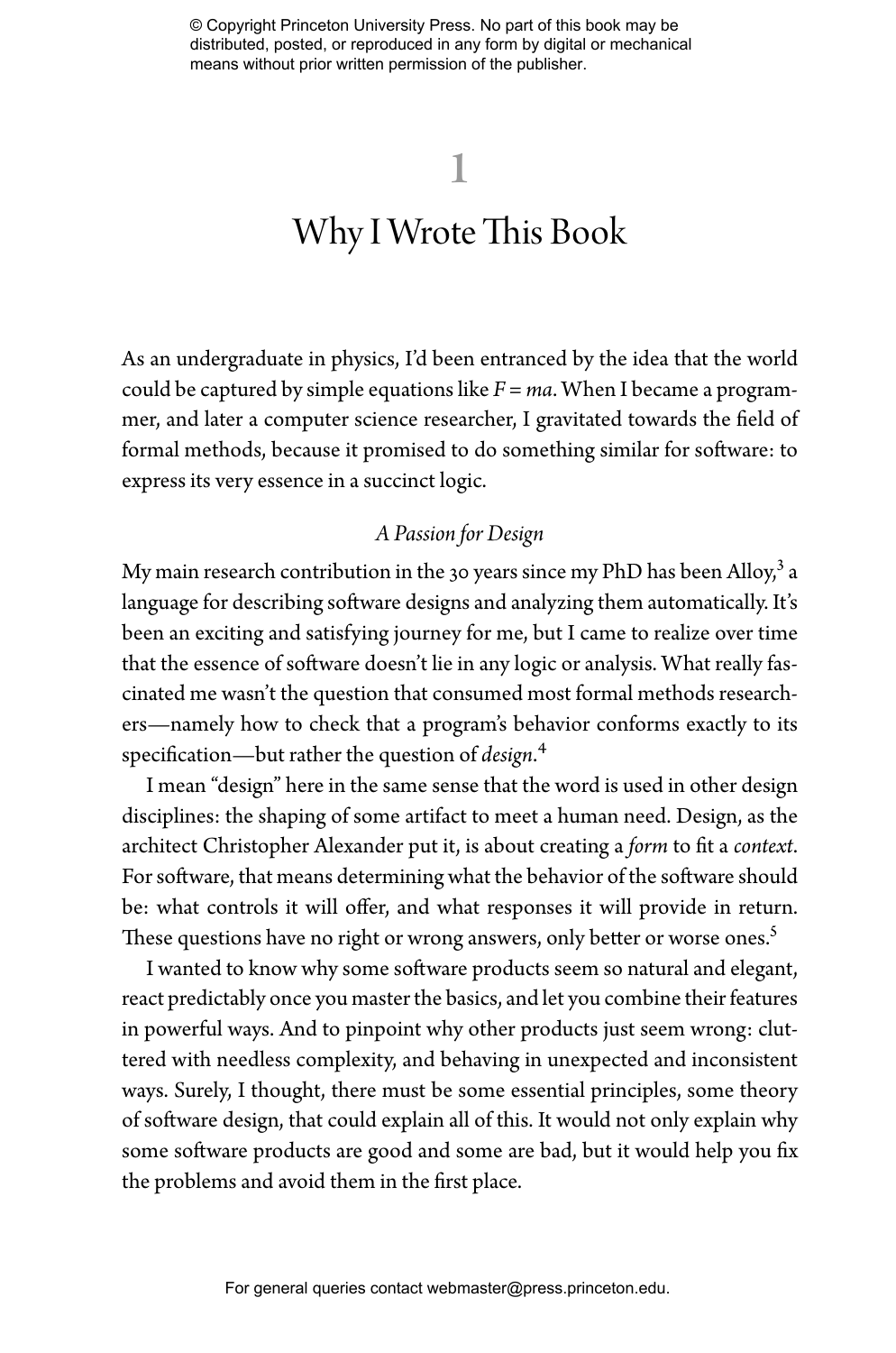# 1

# Why I Wrote This Book

As an undergraduate in physics, I'd been entranced by the idea that the world could be captured by simple equations like $F = ma$. When I became a programmer, and later a computer science researcher, I gravitated towards the field of formal methods, because it promised to do something similar for software: to express its very essence in a succinct logic.

### *A Passion for Design*

My main research contribution in the 30 years since my PhD has been Alloy,[3] a language for describing software designs and analyzing them automatically. It's been an exciting and satisfying journey for me, but I came to realize over time that the essence of software doesn't lie in any logic or analysis. What really fascinated me wasn't the question that consumed most formal methods researchers—namely how to check that a program's behavior conforms exactly to its specification—but rather the question of *design*.[4]

I mean "design" here in the same sense that the word is used in other design disciplines: the shaping of some artifact to meet a human need. Design, as the architect Christopher Alexander put it, is about creating a *form* to fit a *context*. For software, that means determining what the behavior of the software should be: what controls it will offer, and what responses it will provide in return. These questions have no right or wrong answers, only better or worse ones.[5]

I wanted to know why some software products seem so natural and elegant, react predictably once you master the basics, and let you combine their features in powerful ways. And to pinpoint why other products just seem wrong: cluttered with needless complexity, and behaving in unexpected and inconsistent ways. Surely, I thought, there must be some essential principles, some theory of software design, that could explain all of this. It would not only explain why some software products are good and some are bad, but it would help you fix the problems and avoid them in the first place.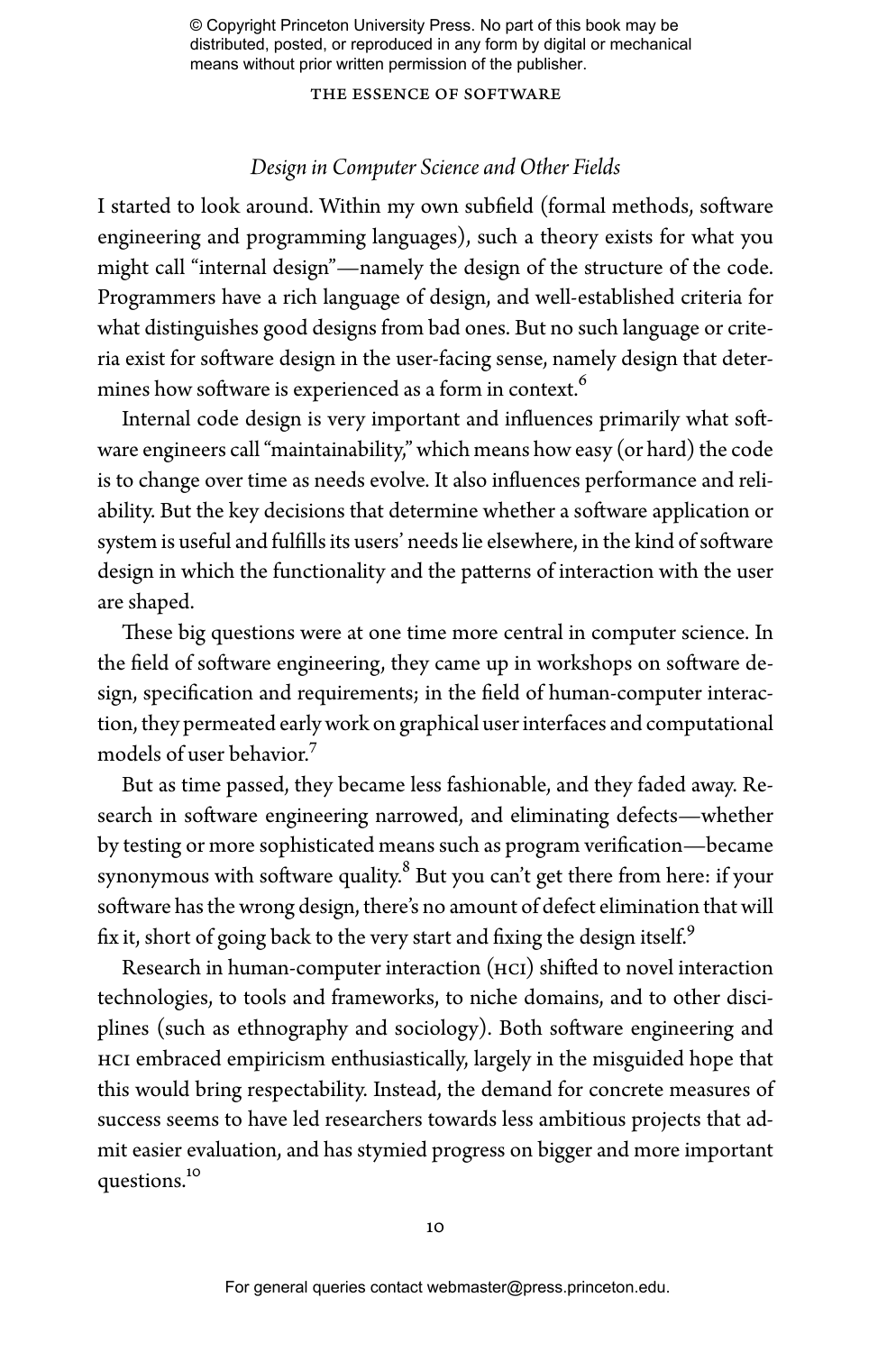### *Design in Computer Science and Other Fields*

I started to look around. Within my own subfield (formal methods, software engineering and programming languages), such a theory exists for what you might call "internal design"—namely the design of the structure of the code. Programmers have a rich language of design, and well-established criteria for what distinguishes good designs from bad ones. But no such language or criteria exist for software design in the user-facing sense, namely design that determines how software is experienced as a form in context.[6]

Internal code design is very important and influences primarily what software engineers call "maintainability," which means how easy (or hard) the code is to change over time as needs evolve. It also influences performance and reliability. But the key decisions that determine whether a software application or system is useful and fulfills its users' needs lie elsewhere, in the kind of software design in which the functionality and the patterns of interaction with the user are shaped.

These big questions were at one time more central in computer science. In the field of software engineering, they came up in workshops on software design, specification and requirements; in the field of human-computer interaction, they permeated early work on graphical user interfaces and computational models of user behavior.[7]

But as time passed, they became less fashionable, and they faded away. Research in software engineering narrowed, and eliminating defects—whether by testing or more sophisticated means such as program verification—became synonymous with software quality.[8] But you can't get there from here: if your software has the wrong design, there's no amount of defect elimination that will fix it, short of going back to the very start and fixing the design itself.[9]

Research in human-computer interaction (HCI) shifted to novel interaction technologies, to tools and frameworks, to niche domains, and to other disciplines (such as ethnography and sociology). Both software engineering and HCI embraced empiricism enthusiastically, largely in the misguided hope that this would bring respectability. Instead, the demand for concrete measures of success seems to have led researchers towards less ambitious projects that admit easier evaluation, and has stymied progress on bigger and more important questions.[10]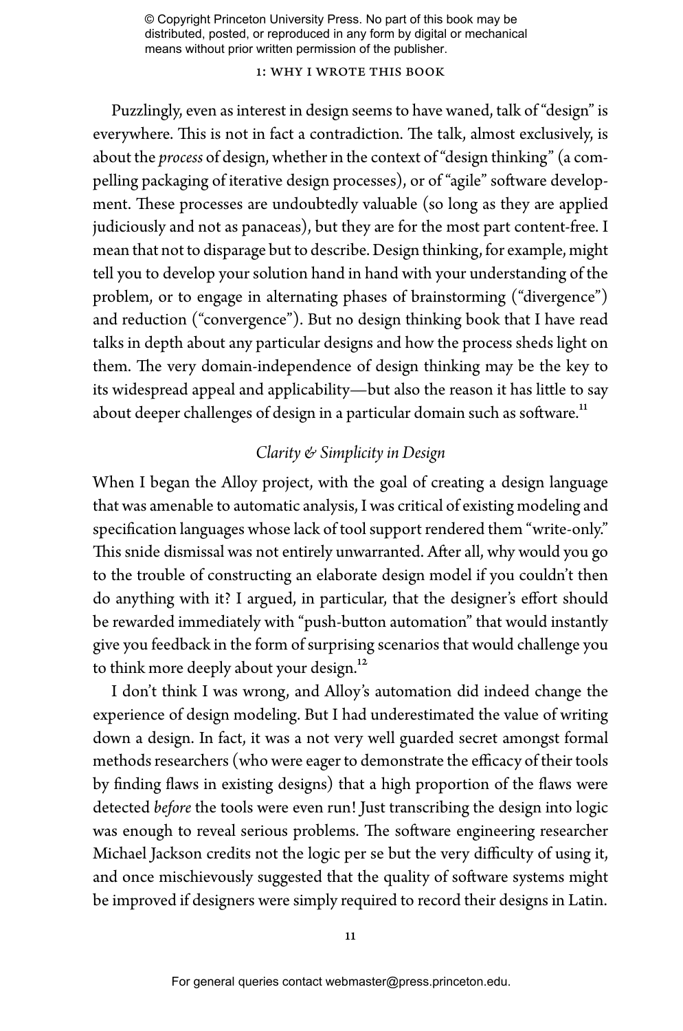Puzzlingly, even as interest in design seems to have waned, talk of "design" is everywhere. This is not in fact a contradiction. The talk, almost exclusively, is about the *process* of design, whether in the context of "design thinking" (a compelling packaging of iterative design processes), or of "agile" software development. These processes are undoubtedly valuable (so long as they are applied judiciously and not as panaceas), but they are for the most part content-free. I mean that not to disparage but to describe. Design thinking, for example, might tell you to develop your solution hand in hand with your understanding of the problem, or to engage in alternating phases of brainstorming ("divergence") and reduction ("convergence"). But no design thinking book that I have read talks in depth about any particular designs and how the process sheds light on them. The very domain-independence of design thinking may be the key to its widespread appeal and applicability—but also the reason it has little to say about deeper challenges of design in a particular domain such as software.[11]

### *Clarity & Simplicity in Design*

When I began the Alloy project, with the goal of creating a design language that was amenable to automatic analysis, I was critical of existing modeling and specification languages whose lack of tool support rendered them "write-only." This snide dismissal was not entirely unwarranted. After all, why would you go to the trouble of constructing an elaborate design model if you couldn't then do anything with it? I argued, in particular, that the designer's effort should be rewarded immediately with "push-button automation" that would instantly give you feedback in the form of surprising scenarios that would challenge you to think more deeply about your design.[12]

I don't think I was wrong, and Alloy's automation did indeed change the experience of design modeling. But I had underestimated the value of writing down a design. In fact, it was a not very well guarded secret amongst formal methods researchers (who were eager to demonstrate the efficacy of their tools by finding flaws in existing designs) that a high proportion of the flaws were detected *before* the tools were even run! Just transcribing the design into logic was enough to reveal serious problems. The software engineering researcher Michael Jackson credits not the logic per se but the very difficulty of using it, and once mischievously suggested that the quality of software systems might be improved if designers were simply required to record their designs in Latin.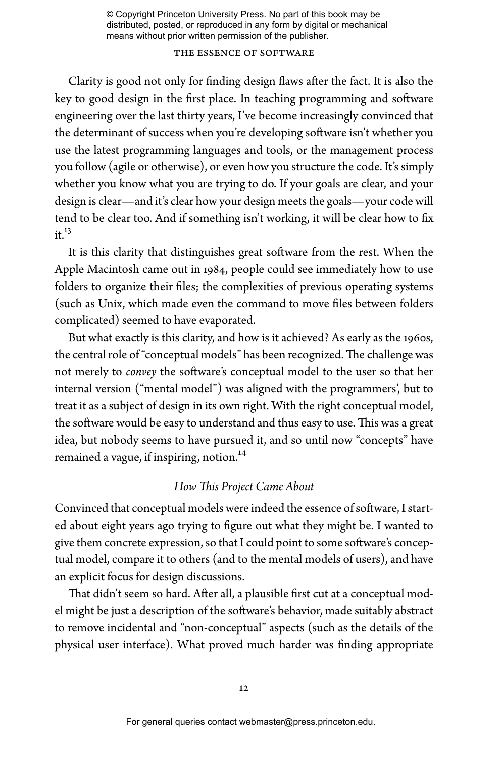Clarity is good not only for finding design flaws after the fact. It is also the key to good design in the first place. In teaching programming and software engineering over the last thirty years, I've become increasingly convinced that the determinant of success when you're developing software isn't whether you use the latest programming languages and tools, or the management process you follow (agile or otherwise), or even how you structure the code. It's simply whether you know what you are trying to do. If your goals are clear, and your design is clear—and it's clear how your design meets the goals—your code will tend to be clear too. And if something isn't working, it will be clear how to fix it.[13]

It is this clarity that distinguishes great software from the rest. When the Apple Macintosh came out in 1984, people could see immediately how to use folders to organize their files; the complexities of previous operating systems (such as Unix, which made even the command to move files between folders complicated) seemed to have evaporated.

But what exactly is this clarity, and how is it achieved? As early as the 1960s, the central role of "conceptual models" has been recognized. The challenge was not merely to *convey* the software's conceptual model to the user so that her internal version ("mental model") was aligned with the programmers', but to treat it as a subject of design in its own right. With the right conceptual model, the software would be easy to understand and thus easy to use. This was a great idea, but nobody seems to have pursued it, and so until now "concepts" have remained a vague, if inspiring, notion.[14]

### *How This Project Came About*

Convinced that conceptual models were indeed the essence of software, I started about eight years ago trying to figure out what they might be. I wanted to give them concrete expression, so that I could point to some software's conceptual model, compare it to others (and to the mental models of users), and have an explicit focus for design discussions.

That didn't seem so hard. After all, a plausible first cut at a conceptual model might be just a description of the software's behavior, made suitably abstract to remove incidental and "non-conceptual" aspects (such as the details of the physical user interface). What proved much harder was finding appropriate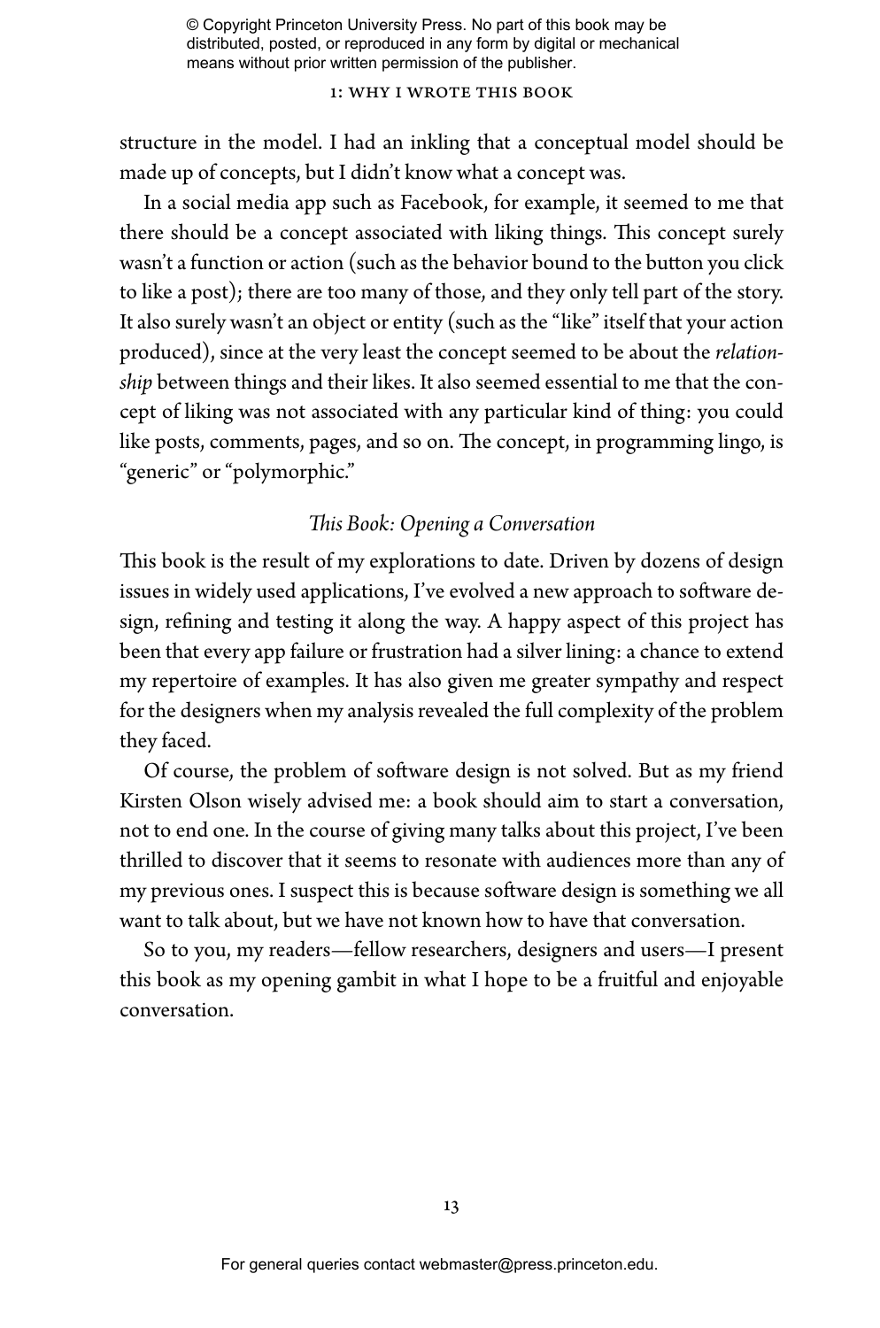structure in the model. I had an inkling that a conceptual model should be made up of concepts, but I didn't know what a concept was.

In a social media app such as Facebook, for example, it seemed to me that there should be a concept associated with liking things. This concept surely wasn't a function or action (such as the behavior bound to the button you click to like a post); there are too many of those, and they only tell part of the story. It also surely wasn't an object or entity (such as the "like" itself that your action produced), since at the very least the concept seemed to be about the *relationship* between things and their likes. It also seemed essential to me that the concept of liking was not associated with any particular kind of thing: you could like posts, comments, pages, and so on. The concept, in programming lingo, is "generic" or "polymorphic."

### *This Book: Opening a Conversation*

This book is the result of my explorations to date. Driven by dozens of design issues in widely used applications, I've evolved a new approach to software design, refining and testing it along the way. A happy aspect of this project has been that every app failure or frustration had a silver lining: a chance to extend my repertoire of examples. It has also given me greater sympathy and respect for the designers when my analysis revealed the full complexity of the problem they faced.

Of course, the problem of software design is not solved. But as my friend Kirsten Olson wisely advised me: a book should aim to start a conversation, not to end one. In the course of giving many talks about this project, I've been thrilled to discover that it seems to resonate with audiences more than any of my previous ones. I suspect this is because software design is something we all want to talk about, but we have not known how to have that conversation.

So to you, my readers—fellow researchers, designers and users—I present this book as my opening gambit in what I hope to be a fruitful and enjoyable conversation.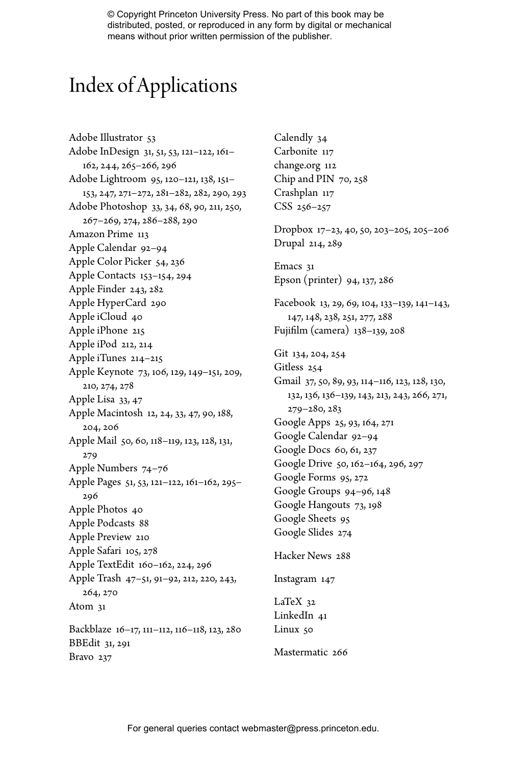# Index of Applications

Adobe Illustrator 53
Adobe InDesign 31, 51, 53, 121–122, 161–162, 244, 265–266, 296
Adobe Lightroom 95, 120–121, 138, 151–153, 247, 271–272, 281–282, 282, 290, 293
Adobe Photoshop 33, 34, 68, 90, 211, 250, 267–269, 274, 286–288, 290
Amazon Prime 113
Apple Calendar 92–94
Apple Color Picker 54, 236
Apple Contacts 153–154, 294
Apple Finder 243, 282
Apple HyperCard 290
Apple iCloud 40
Apple iPhone 215
Apple iPod 212, 214
Apple iTunes 214–215
Apple Keynote 73, 106, 129, 149–151, 209, 210, 274, 278
Apple Lisa 33, 47
Apple Macintosh 12, 24, 33, 47, 90, 188, 204, 206
Apple Mail 50, 60, 118–119, 123, 128, 131, 279
Apple Numbers 74–76
Apple Pages 51, 53, 121–122, 161–162, 295–296
Apple Photos 40
Apple Podcasts 88
Apple Preview 210
Apple Safari 105, 278
Apple TextEdit 160–162, 224, 296
Apple Trash 47–51, 91–92, 212, 220, 243, 264, 270
Atom 31

Backblaze 16–17, 111–112, 116–118, 123, 280
BBEdit 31, 291
Bravo 237

Calendly 34
Carbonite 117
change.org 112
Chip and PIN 70, 258
Crashplan 117
CSS 256–257

Dropbox 17–23, 40, 50, 203–205, 205–206
Drupal 214, 289

Emacs 31
Epson (printer) 94, 137, 286

Facebook 13, 29, 69, 104, 133–139, 141–143, 147, 148, 238, 251, 277, 288
Fujifilm (camera) 138–139, 208

Git 134, 204, 254
Gitless 254
Gmail 37, 50, 89, 93, 114–116, 123, 128, 130, 132, 136, 136–139, 143, 213, 243, 266, 271, 279–280, 283
Google Apps 25, 93, 164, 271
Google Calendar 92–94
Google Docs 60, 61, 237
Google Drive 50, 162–164, 296, 297
Google Forms 95, 272
Google Groups 94–96, 148
Google Hangouts 73, 198
Google Sheets 95
Google Slides 274

Hacker News 288

Instagram 147

LaTeX 32
LinkedIn 41
Linux 50

Mastermatic 266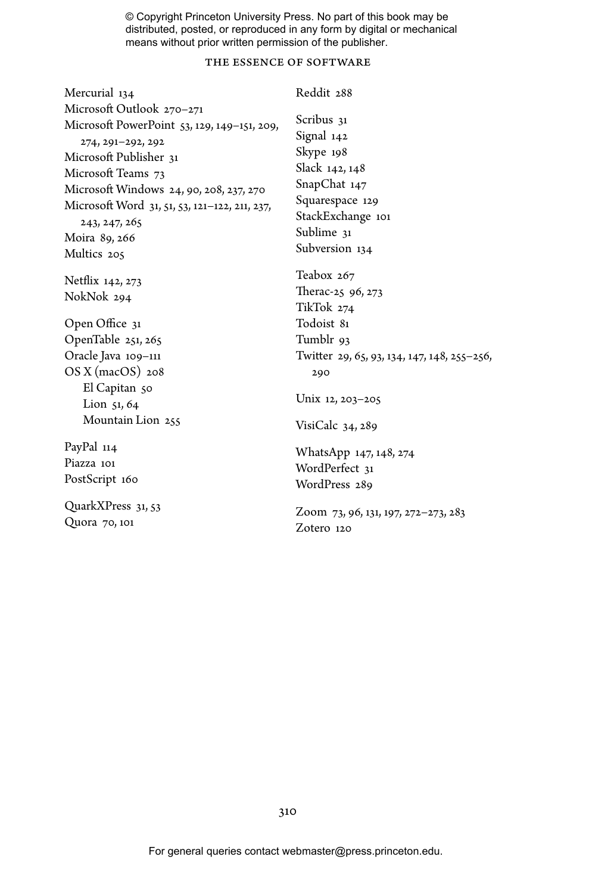Mercurial 134
Microsoft Outlook 270–271
Microsoft PowerPoint 53, 129, 149–151, 209, 274, 291–292, 292
Microsoft Publisher 31
Microsoft Teams 73
Microsoft Windows 24, 90, 208, 237, 270
Microsoft Word 31, 51, 53, 121–122, 211, 237, 243, 247, 265
Moira 89, 266
Multics 205

Netflix 142, 273
NokNok 294

Open Office 31
OpenTable 251, 265
Oracle Java 109–111
OS X (macOS) 208
  El Capitan 50
  Lion 51, 64
  Mountain Lion 255

PayPal 114
Piazza 101
PostScript 160

QuarkXPress 31, 53
Quora 70, 101

Reddit 288

Scribus 31
Signal 142
Skype 198
Slack 142, 148
SnapChat 147
Squarespace 129
StackExchange 101
Sublime 31
Subversion 134

Teabox 267
Therac-25 96, 273
TikTok 274
Todoist 81
Tumblr 93
Twitter 29, 65, 93, 134, 147, 148, 255–256, 290

Unix 12, 203–205

VisiCalc 34, 289

WhatsApp 147, 148, 274
WordPerfect 31
WordPress 289

Zoom 73, 96, 131, 197, 272–273, 283
Zotero 120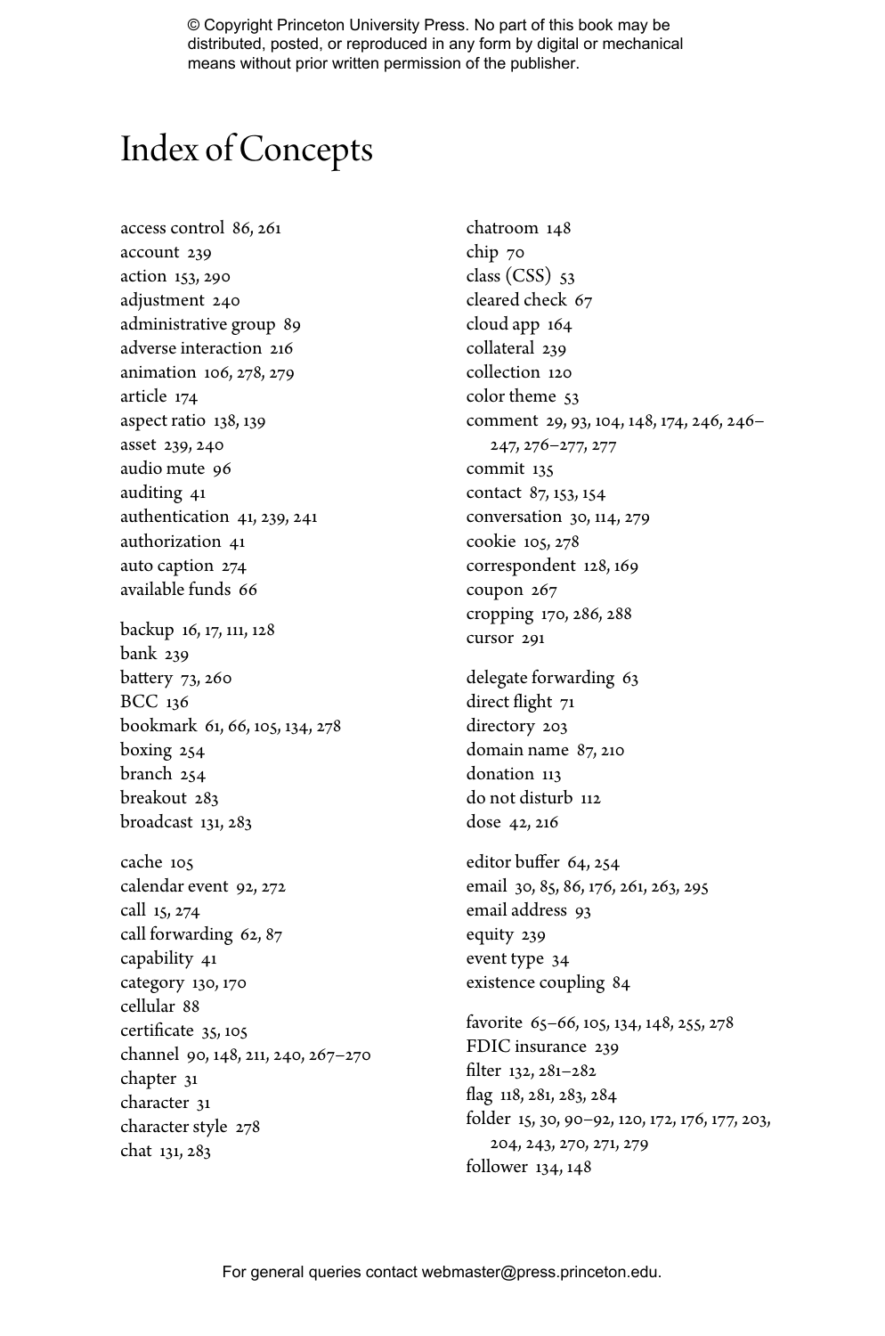# Index of Concepts

access control 86, 261
account 239
action 153, 290
adjustment 240
administrative group 89
adverse interaction 216
animation 106, 278, 279
article 174
aspect ratio 138, 139
asset 239, 240
audio mute 96
auditing 41
authentication 41, 239, 241
authorization 41
auto caption 274
available funds 66

backup 16, 17, 111, 128
bank 239
battery 73, 260
BCC 136
bookmark 61, 66, 105, 134, 278
boxing 254
branch 254
breakout 283
broadcast 131, 283

cache 105
calendar event 92, 272
call 15, 274
call forwarding 62, 87
capability 41
category 130, 170
cellular 88
certificate 35, 105
channel 90, 148, 211, 240, 267–270
chapter 31
character 31
character style 278
chat 131, 283
chatroom 148
chip 70
class (CSS) 53
cleared check 67
cloud app 164
collateral 239
collection 120
color theme 53
comment 29, 93, 104, 148, 174, 246, 246–247, 276–277, 277
commit 135
contact 87, 153, 154
conversation 30, 114, 279
cookie 105, 278
correspondent 128, 169
coupon 267
cropping 170, 286, 288
cursor 291

delegate forwarding 63
direct flight 71
directory 203
domain name 87, 210
donation 113
do not disturb 112
dose 42, 216

editor buffer 64, 254
email 30, 85, 86, 176, 261, 263, 295
email address 93
equity 239
event type 34
existence coupling 84

favorite 65–66, 105, 134, 148, 255, 278
FDIC insurance 239
filter 132, 281–282
flag 118, 281, 283, 284
folder 15, 30, 90–92, 120, 172, 176, 177, 203, 204, 243, 270, 271, 279
follower 134, 148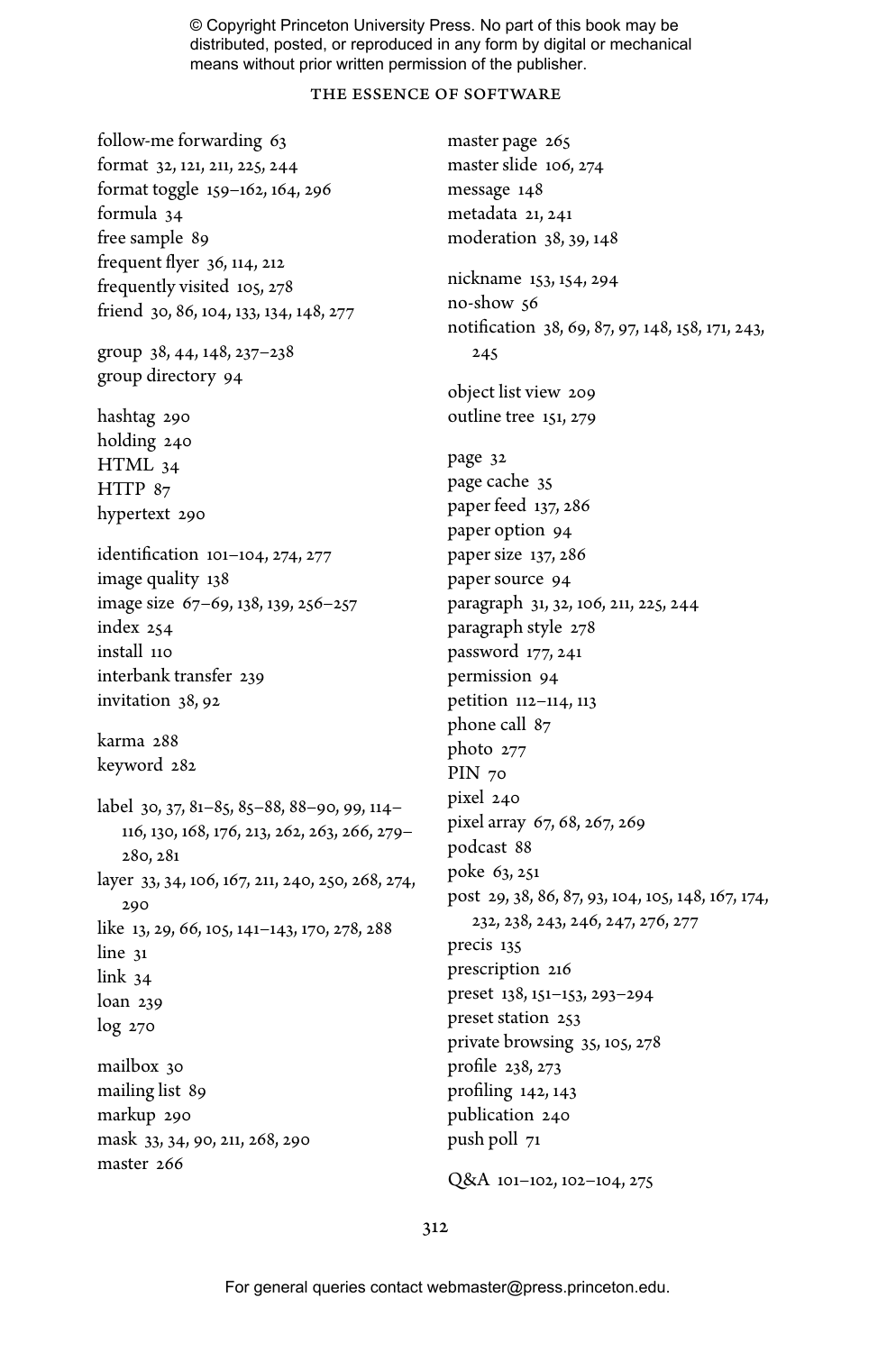follow-me forwarding 63
format 32, 121, 211, 225, 244
format toggle 159–162, 164, 296
formula 34
free sample 89
frequent flyer 36, 114, 212
frequently visited 105, 278
friend 30, 86, 104, 133, 134, 148, 277

group 38, 44, 148, 237–238
group directory 94

hashtag 290
holding 240
HTML 34
HTTP 87
hypertext 290

identification 101–104, 274, 277
image quality 138
image size 67–69, 138, 139, 256–257
index 254
install 110
interbank transfer 239
invitation 38, 92

karma 288
keyword 282

label 30, 37, 81–85, 85–88, 88–90, 99, 114–116, 130, 168, 176, 213, 262, 263, 266, 279–280, 281
layer 33, 34, 106, 167, 211, 240, 250, 268, 274, 290
like 13, 29, 66, 105, 141–143, 170, 278, 288
line 31
link 34
loan 239
log 270

mailbox 30
mailing list 89
markup 290
mask 33, 34, 90, 211, 268, 290
master 266
master page 265
master slide 106, 274
message 148
metadata 21, 241
moderation 38, 39, 148

nickname 153, 154, 294
no-show 56
notification 38, 69, 87, 97, 148, 158, 171, 243, 245

object list view 209
outline tree 151, 279

page 32
page cache 35
paper feed 137, 286
paper option 94
paper size 137, 286
paper source 94
paragraph 31, 32, 106, 211, 225, 244
paragraph style 278
password 177, 241
permission 94
petition 112–114, 113
phone call 87
photo 277
PIN 70
pixel 240
pixel array 67, 68, 267, 269
podcast 88
poke 63, 251
post 29, 38, 86, 87, 93, 104, 105, 148, 167, 174, 232, 238, 243, 246, 247, 276, 277
precis 135
prescription 216
preset 138, 151–153, 293–294
preset station 253
private browsing 35, 105, 278
profile 238, 273
profiling 142, 143
publication 240
push poll 71

Q&A 101–102, 102–104, 275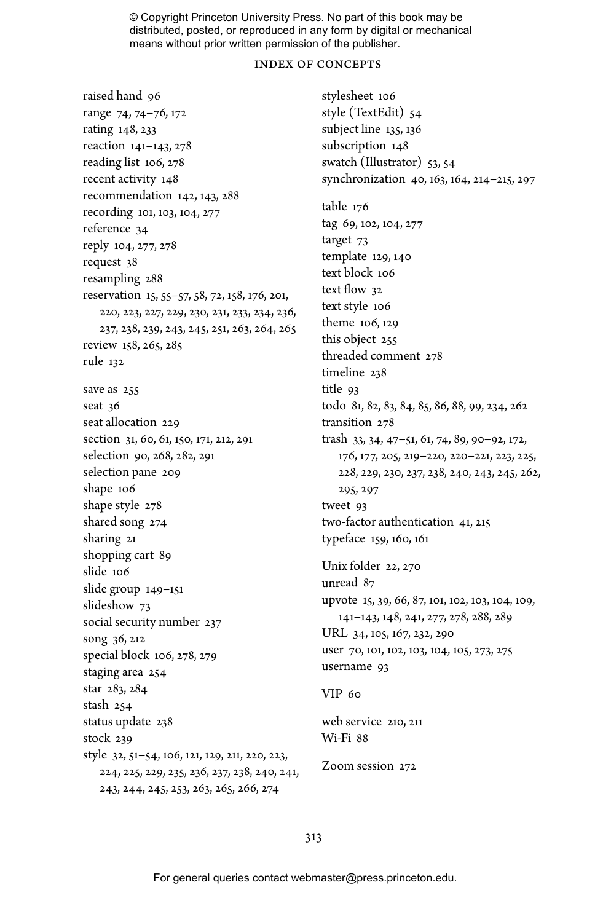raised hand 96
range 74, 74–76, 172
rating 148, 233
reaction 141–143, 278
reading list 106, 278
recent activity 148
recommendation 142, 143, 288
recording 101, 103, 104, 277
reference 34
reply 104, 277, 278
request 38
resampling 288
reservation 15, 55–57, 58, 72, 158, 176, 201, 220, 223, 227, 229, 230, 231, 233, 234, 236, 237, 238, 239, 243, 245, 251, 263, 264, 265
review 158, 265, 285
rule 132

save as 255
seat 36
seat allocation 229
section 31, 60, 61, 150, 171, 212, 291
selection 90, 268, 282, 291
selection pane 209
shape 106
shape style 278
shared song 274
sharing 21
shopping cart 89
slide 106
slide group 149–151
slideshow 73
social security number 237
song 36, 212
special block 106, 278, 279
staging area 254
star 283, 284
stash 254
status update 238
stock 239
style 32, 51–54, 106, 121, 129, 211, 220, 223, 224, 225, 229, 235, 236, 237, 238, 240, 241, 243, 244, 245, 253, 263, 265, 266, 274
stylesheet 106
style (TextEdit) 54
subject line 135, 136
subscription 148
swatch (Illustrator) 53, 54
synchronization 40, 163, 164, 214–215, 297

table 176
tag 69, 102, 104, 277
target 73
template 129, 140
text block 106
text flow 32
text style 106
theme 106, 129
this object 255
threaded comment 278
timeline 238
title 93
todo 81, 82, 83, 84, 85, 86, 88, 99, 234, 262
transition 278
trash 33, 34, 47–51, 61, 74, 89, 90–92, 172, 176, 177, 205, 219–220, 220–221, 223, 225, 228, 229, 230, 237, 238, 240, 243, 245, 262, 295, 297
tweet 93
two-factor authentication 41, 215
typeface 159, 160, 161

Unix folder 22, 270
unread 87
upvote 15, 39, 66, 87, 101, 102, 103, 104, 109, 141–143, 148, 241, 277, 278, 288, 289
URL 34, 105, 167, 232, 290
user 70, 101, 102, 103, 104, 105, 273, 275
username 93

VIP 60

web service 210, 211
Wi-Fi 88

Zoom session 272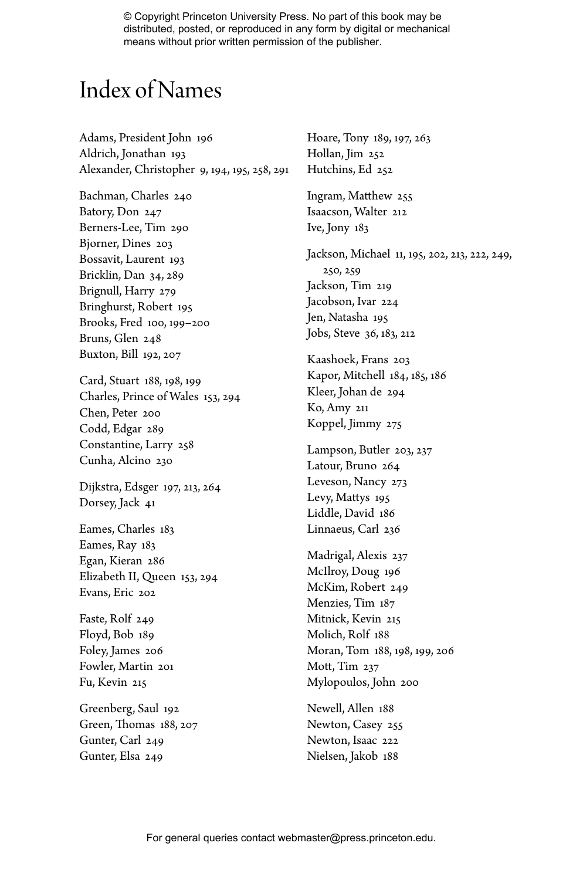© Copyright Princeton University Press. No part of this book may be distributed, posted, or reproduced in any form by digital or mechanical means without prior written permission of the publisher.

# Index of Names

Adams, President John 196
Aldrich, Jonathan 193
Alexander, Christopher 9, 194, 195, 258, 291

Bachman, Charles 240
Batory, Don 247
Berners-Lee, Tim 290
Bjorner, Dines 203
Bossavit, Laurent 193
Bricklin, Dan 34, 289
Brignull, Harry 279
Bringhurst, Robert 195
Brooks, Fred 100, 199–200
Bruns, Glen 248
Buxton, Bill 192, 207

Card, Stuart 188, 198, 199
Charles, Prince of Wales 153, 294
Chen, Peter 200
Codd, Edgar 289
Constantine, Larry 258
Cunha, Alcino 230

Dijkstra, Edsger 197, 213, 264
Dorsey, Jack 41

Eames, Charles 183
Eames, Ray 183
Egan, Kieran 286
Elizabeth II, Queen 153, 294
Evans, Eric 202

Faste, Rolf 249
Floyd, Bob 189
Foley, James 206
Fowler, Martin 201
Fu, Kevin 215

Greenberg, Saul 192
Green, Thomas 188, 207
Gunter, Carl 249
Gunter, Elsa 249

Hoare, Tony 189, 197, 263
Hollan, Jim 252
Hutchins, Ed 252

Ingram, Matthew 255
Isaacson, Walter 212
Ive, Jony 183

Jackson, Michael 11, 195, 202, 213, 222, 249, 250, 259
Jackson, Tim 219
Jacobson, Ivar 224
Jen, Natasha 195
Jobs, Steve 36, 183, 212

Kaashoek, Frans 203
Kapor, Mitchell 184, 185, 186
Kleer, Johan de 294
Ko, Amy 211
Koppel, Jimmy 275

Lampson, Butler 203, 237
Latour, Bruno 264
Leveson, Nancy 273
Levy, Mattys 195
Liddle, David 186
Linnaeus, Carl 236

Madrigal, Alexis 237
McIlroy, Doug 196
McKim, Robert 249
Menzies, Tim 187
Mitnick, Kevin 215
Molich, Rolf 188
Moran, Tom 188, 198, 199, 206
Mott, Tim 237
Mylopoulos, John 200

Newell, Allen 188
Newton, Casey 255
Newton, Isaac 222
Nielsen, Jakob 188

For general queries contact webmaster@press.princeton.edu.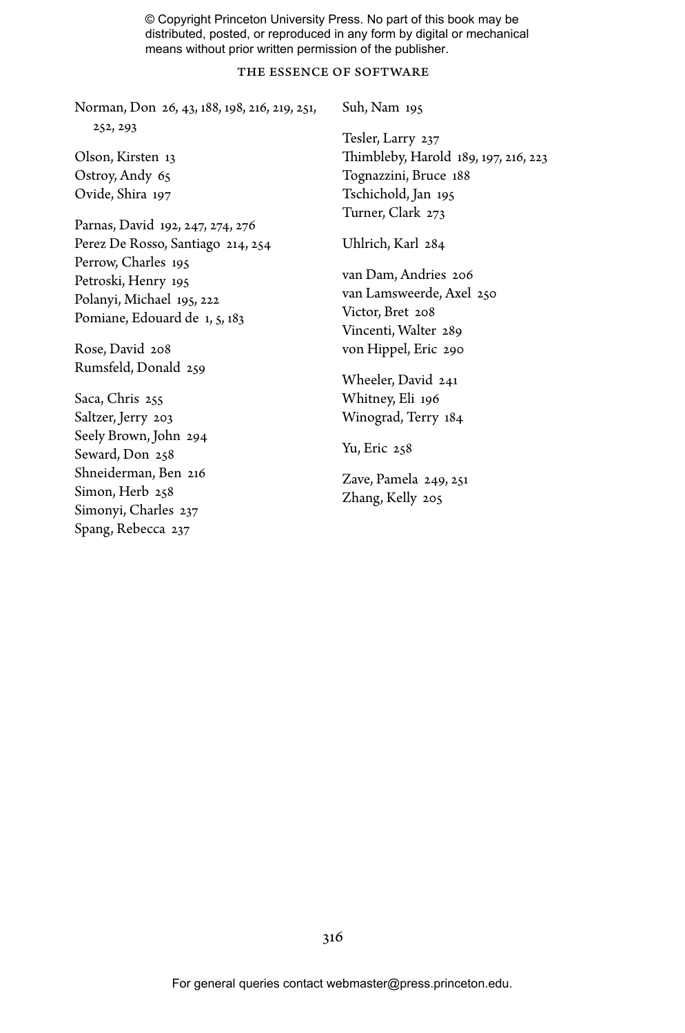Norman, Don 26, 43, 188, 198, 216, 219, 251, 252, 293

Olson, Kirsten 13
Ostroy, Andy 65
Ovide, Shira 197

Parnas, David 192, 247, 274, 276
Perez De Rosso, Santiago 214, 254
Perrow, Charles 195
Petroski, Henry 195
Polanyi, Michael 195, 222
Pomiane, Edouard de 1, 5, 183

Rose, David 208
Rumsfeld, Donald 259

Saca, Chris 255
Saltzer, Jerry 203
Seely Brown, John 294
Seward, Don 258
Shneiderman, Ben 216
Simon, Herb 258
Simonyi, Charles 237
Spang, Rebecca 237
Suh, Nam 195

Tesler, Larry 237
Thimbleby, Harold 189, 197, 216, 223
Tognazzini, Bruce 188
Tschichold, Jan 195
Turner, Clark 273

Uhlrich, Karl 284

van Dam, Andries 206
van Lamsweerde, Axel 250
Victor, Bret 208
Vincenti, Walter 289
von Hippel, Eric 290

Wheeler, David 241
Whitney, Eli 196
Winograd, Terry 184

Yu, Eric 258

Zave, Pamela 249, 251
Zhang, Kelly 205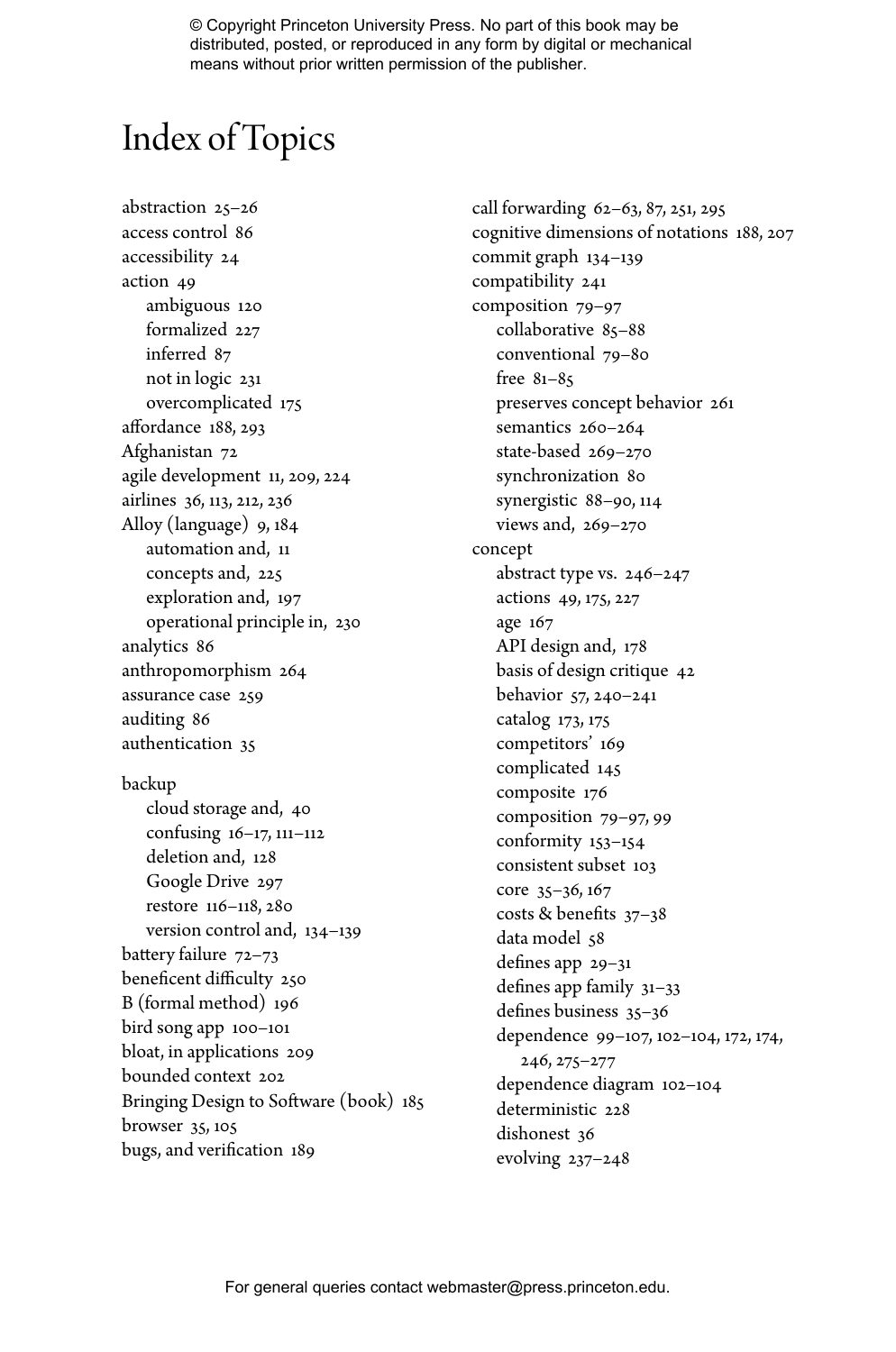# Index of Topics

abstraction 25–26
access control 86
accessibility 24
action 49
- ambiguous 120
- formalized 227
- inferred 87
- not in logic 231
- overcomplicated 175

affordance 188, 293
Afghanistan 72
agile development 11, 209, 224
airlines 36, 113, 212, 236
Alloy (language) 9, 184
- automation and, 11
- concepts and, 225
- exploration and, 197
- operational principle in, 230

analytics 86
anthropomorphism 264
assurance case 259
auditing 86
authentication 35

backup
- cloud storage and, 40
- confusing 16–17, 111–112
- deletion and, 128
- Google Drive 297
- restore 116–118, 280
- version control and, 134–139

battery failure 72–73
beneficent difficulty 250
B (formal method) 196
bird song app 100–101
bloat, in applications 209
bounded context 202
Bringing Design to Software (book) 185
browser 35, 105
bugs, and verification 189

call forwarding 62–63, 87, 251, 295
cognitive dimensions of notations 188, 207
commit graph 134–139
compatibility 241
composition 79–97
- collaborative 85–88
- conventional 79–80
- free 81–85
- preserves concept behavior 261
- semantics 260–264
- state-based 269–270
- synchronization 80
- synergistic 88–90, 114
- views and, 269–270

concept
- abstract type vs. 246–247
- actions 49, 175, 227
- age 167
- API design and, 178
- basis of design critique 42
- behavior 57, 240–241
- catalog 173, 175
- competitors' 169
- complicated 145
- composite 176
- composition 79–97, 99
- conformity 153–154
- consistent subset 103
- core 35–36, 167
- costs & benefits 37–38
- data model 58
- defines app 29–31
- defines app family 31–33
- defines business 35–36
- dependence 99–107, 102–104, 172, 174, 246, 275–277
- dependence diagram 102–104
- deterministic 228
- dishonest 36
- evolving 237–248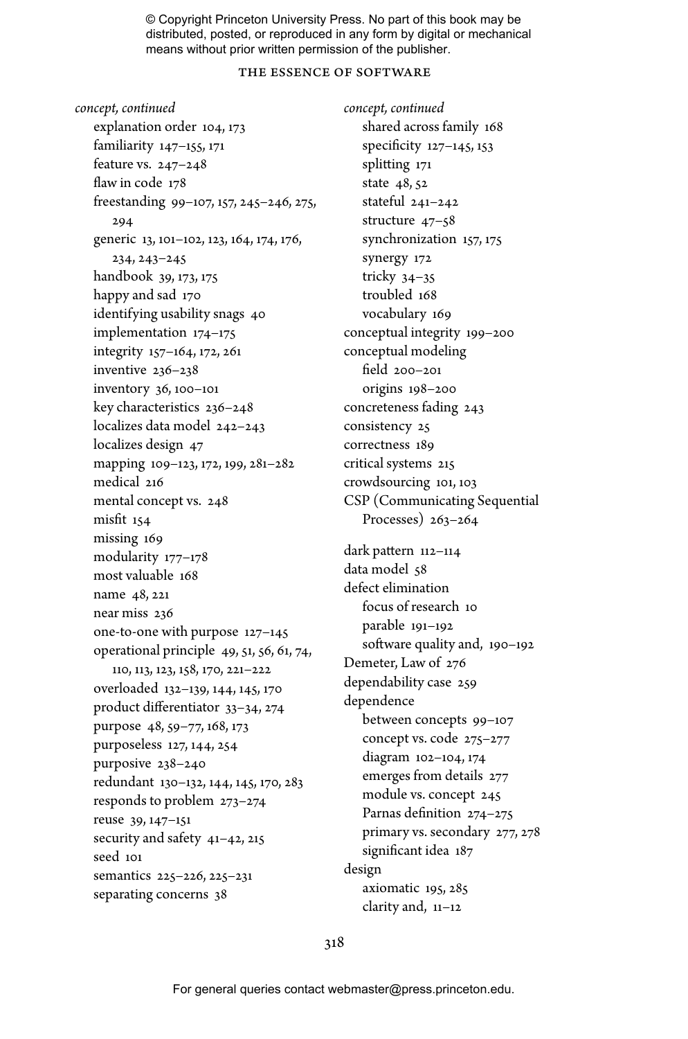*concept, continued*

- explanation order 104, 173
- familiarity 147–155, 171
- feature vs. 247–248
- flaw in code 178
- freestanding 99–107, 157, 245–246, 275, 294
- generic 13, 101–102, 123, 164, 174, 176, 234, 243–245
- handbook 39, 173, 175
- happy and sad 170
- identifying usability snags 40
- implementation 174–175
- integrity 157–164, 172, 261
- inventive 236–238
- inventory 36, 100–101
- key characteristics 236–248
- localizes data model 242–243
- localizes design 47
- mapping 109–123, 172, 199, 281–282
- medical 216
- mental concept vs. 248
- misfit 154
- missing 169
- modularity 177–178
- most valuable 168
- name 48, 221
- near miss 236
- one-to-one with purpose 127–145
- operational principle 49, 51, 56, 61, 74, 110, 113, 123, 158, 170, 221–222
- overloaded 132–139, 144, 145, 170
- product differentiator 33–34, 274
- purpose 48, 59–77, 168, 173
- purposeless 127, 144, 254
- purposive 238–240
- redundant 130–132, 144, 145, 170, 283
- responds to problem 273–274
- reuse 39, 147–151
- security and safety 41–42, 215
- seed 101
- semantics 225–226, 225–231
- separating concerns 38

*concept, continued*

- shared across family 168
- specificity 127–145, 153
- splitting 171
- state 48, 52
- stateful 241–242
- structure 47–58
- synchronization 157, 175
- synergy 172
- tricky 34–35
- troubled 168
- vocabulary 169

conceptual integrity 199–200

conceptual modeling
- field 200–201
- origins 198–200

concreteness fading 243

consistency 25

correctness 189

critical systems 215

crowdsourcing 101, 103

CSP (Communicating Sequential Processes) 263–264

dark pattern 112–114

data model 58

defect elimination
- focus of research 10
- parable 191–192
- software quality and, 190–192

Demeter, Law of 276

dependability case 259

dependence
- between concepts 99–107
- concept vs. code 275–277
- diagram 102–104, 174
- emerges from details 277
- module vs. concept 245
- Parnas definition 274–275
- primary vs. secondary 277, 278
- significant idea 187

design
- axiomatic 195, 285
- clarity and, 11–12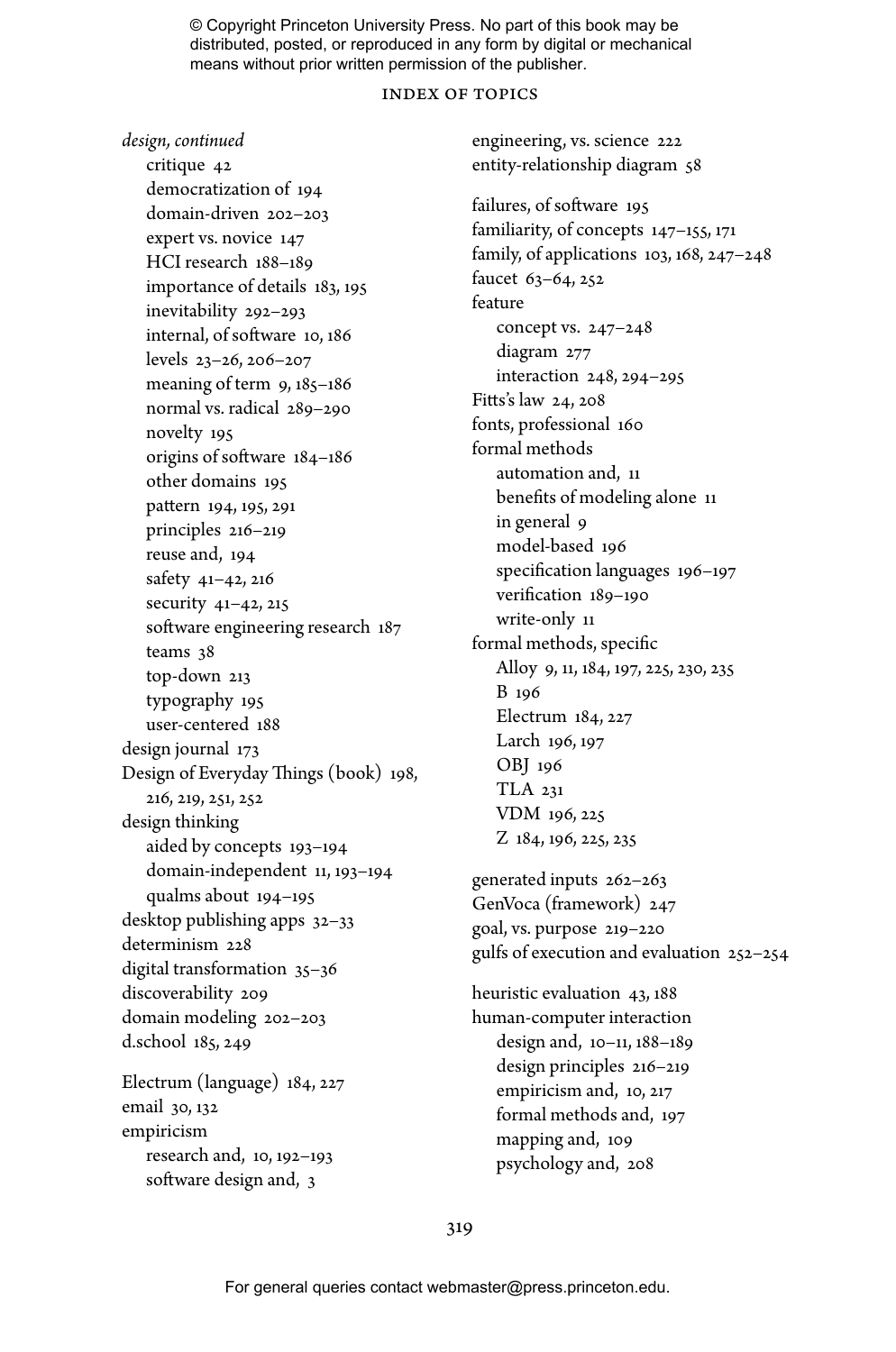*design, continued*

- critique 42
- democratization of 194
- domain-driven 202–203
- expert vs. novice 147
- HCI research 188–189
- importance of details 183, 195
- inevitability 292–293
- internal, of software 10, 186
- levels 23–26, 206–207
- meaning of term 9, 185–186
- normal vs. radical 289–290
- novelty 195
- origins of software 184–186
- other domains 195
- pattern 194, 195, 291
- principles 216–219
- reuse and, 194
- safety 41–42, 216
- security 41–42, 215
- software engineering research 187
- teams 38
- top-down 213
- typography 195
- user-centered 188

design journal 173

Design of Everyday Things (book) 198, 216, 219, 251, 252

design thinking

- aided by concepts 193–194
- domain-independent 11, 193–194
- qualms about 194–195

desktop publishing apps 32–33

determinism 228

digital transformation 35–36

discoverability 209

domain modeling 202–203

d.school 185, 249

Electrum (language) 184, 227

email 30, 132

empiricism

- research and, 10, 192–193
- software design and, 3

engineering, vs. science 222

entity-relationship diagram 58

failures, of software 195

familiarity, of concepts 147–155, 171

family, of applications 103, 168, 247–248

faucet 63–64, 252

feature

- concept vs. 247–248
- diagram 277
- interaction 248, 294–295

Fitts's law 24, 208

fonts, professional 160

formal methods

- automation and, 11
- benefits of modeling alone 11
- in general 9
- model-based 196
- specification languages 196–197
- verification 189–190
- write-only 11

formal methods, specific

- Alloy 9, 11, 184, 197, 225, 230, 235
- B 196
- Electrum 184, 227
- Larch 196, 197
- OBJ 196
- TLA 231
- VDM 196, 225
- Z 184, 196, 225, 235

generated inputs 262–263

GenVoca (framework) 247

goal, vs. purpose 219–220

gulfs of execution and evaluation 252–254

heuristic evaluation 43, 188

human-computer interaction

- design and, 10–11, 188–189
- design principles 216–219
- empiricism and, 10, 217
- formal methods and, 197
- mapping and, 109
- psychology and, 208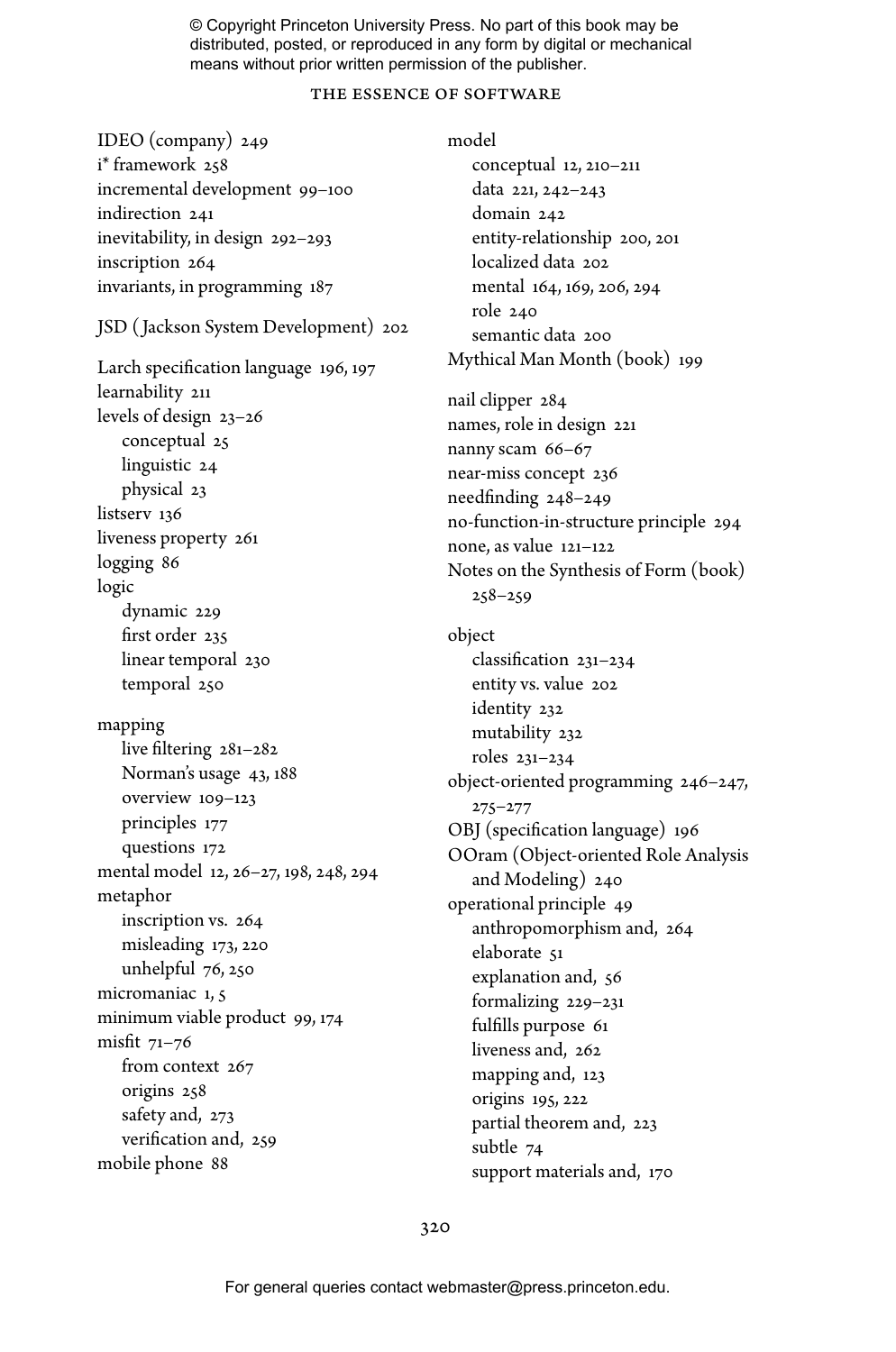IDEO (company) 249
i* framework 258
incremental development 99–100
indirection 241
inevitability, in design 292–293
inscription 264
invariants, in programming 187

JSD (Jackson System Development) 202

Larch specification language 196, 197
learnability 211
levels of design 23–26
- conceptual 25
- linguistic 24
- physical 23

listserv 136
liveness property 261
logging 86
logic
- dynamic 229
- first order 235
- linear temporal 230
- temporal 250

mapping
- live filtering 281–282
- Norman's usage 43, 188
- overview 109–123
- principles 177
- questions 172

mental model 12, 26–27, 198, 248, 294
metaphor
- inscription vs. 264
- misleading 173, 220
- unhelpful 76, 250

micromaniac 1, 5
minimum viable product 99, 174
misfit 71–76
- from context 267
- origins 258
- safety and, 273
- verification and, 259

mobile phone 88

model
- conceptual 12, 210–211
- data 221, 242–243
- domain 242
- entity-relationship 200, 201
- localized data 202
- mental 164, 169, 206, 294
- role 240
- semantic data 200

Mythical Man Month (book) 199

nail clipper 284
names, role in design 221
nanny scam 66–67
near-miss concept 236
needfinding 248–249
no-function-in-structure principle 294
none, as value 121–122
Notes on the Synthesis of Form (book) 258–259

object
- classification 231–234
- entity vs. value 202
- identity 232
- mutability 232
- roles 231–234

object-oriented programming 246–247, 275–277
OBJ (specification language) 196
OOram (Object-oriented Role Analysis and Modeling) 240
operational principle 49
- anthropomorphism and, 264
- elaborate 51
- explanation and, 56
- formalizing 229–231
- fulfills purpose 61
- liveness and, 262
- mapping and, 123
- origins 195, 222
- partial theorem and, 223
- subtle 74
- support materials and, 170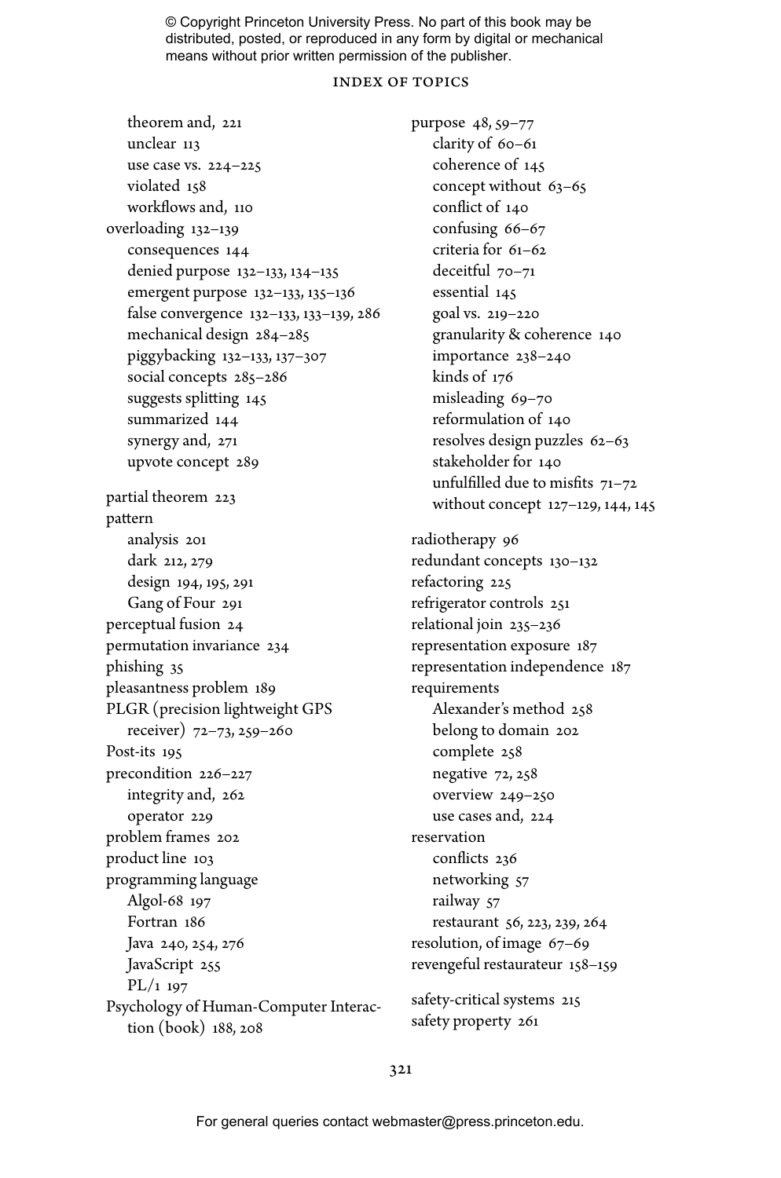theorem and, 221
unclear 113
use case vs. 224–225
violated 158
workflows and, 110

overloading 132–139
- consequences 144
- denied purpose 132–133, 134–135
- emergent purpose 132–133, 135–136
- false convergence 132–133, 133–139, 286
- mechanical design 284–285
- piggybacking 132–133, 137–307
- social concepts 285–286
- suggests splitting 145
- summarized 144
- synergy and, 271
- upvote concept 289

partial theorem 223

pattern
- analysis 201
- dark 212, 279
- design 194, 195, 291
- Gang of Four 291

perceptual fusion 24

permutation invariance 234

phishing 35

pleasantness problem 189

PLGR (precision lightweight GPS receiver) 72–73, 259–260

Post-its 195

precondition 226–227
- integrity and, 262
- operator 229

problem frames 202

product line 103

programming language
- Algol-68 197
- Fortran 186
- Java 240, 254, 276
- JavaScript 255
- PL/1 197

Psychology of Human-Computer Interaction (book) 188, 208

purpose 48, 59–77
- clarity of 60–61
- coherence of 145
- concept without 63–65
- conflict of 140
- confusing 66–67
- criteria for 61–62
- deceitful 70–71
- essential 145
- goal vs. 219–220
- granularity & coherence 140
- importance 238–240
- kinds of 176
- misleading 69–70
- reformulation of 140
- resolves design puzzles 62–63
- stakeholder for 140
- unfulfilled due to misfits 71–72
- without concept 127–129, 144, 145

radiotherapy 96

redundant concepts 130–132

refactoring 225

refrigerator controls 251

relational join 235–236

representation exposure 187

representation independence 187

requirements
- Alexander's method 258
- belong to domain 202
- complete 258
- negative 72, 258
- overview 249–250
- use cases and, 224

reservation
- conflicts 236
- networking 57
- railway 57
- restaurant 56, 223, 239, 264

resolution, of image 67–69

revengeful restaurateur 158–159

safety-critical systems 215

safety property 261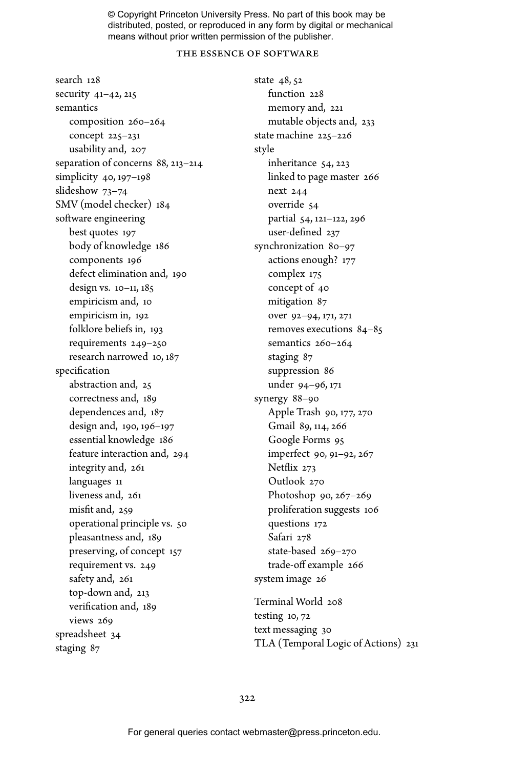search 128
security 41–42, 215
semantics
- composition 260–264
- concept 225–231
- usability and, 207

separation of concerns 88, 213–214
simplicity 40, 197–198
slideshow 73–74
SMV (model checker) 184
software engineering
- best quotes 197
- body of knowledge 186
- components 196
- defect elimination and, 190
- design vs. 10–11, 185
- empiricism and, 10
- empiricism in, 192
- folklore beliefs in, 193
- requirements 249–250
- research narrowed 10, 187

specification
- abstraction and, 25
- correctness and, 189
- dependences and, 187
- design and, 190, 196–197
- essential knowledge 186
- feature interaction and, 294
- integrity and, 261
- languages 11
- liveness and, 261
- misfit and, 259
- operational principle vs. 50
- pleasantness and, 189
- preserving, of concept 157
- requirement vs. 249
- safety and, 261
- top-down and, 213
- verification and, 189
- views 269

spreadsheet 34
staging 87
state 48, 52
- function 228
- memory and, 221
- mutable objects and, 233

state machine 225–226
style
- inheritance 54, 223
- linked to page master 266
- next 244
- override 54
- partial 54, 121–122, 296
- user-defined 237

synchronization 80–97
- actions enough? 177
- complex 175
- concept of 40
- mitigation 87
- over 92–94, 171, 271
- removes executions 84–85
- semantics 260–264
- staging 87
- suppression 86
- under 94–96, 171

synergy 88–90
- Apple Trash 90, 177, 270
- Gmail 89, 114, 266
- Google Forms 95
- imperfect 90, 91–92, 267
- Netflix 273
- Outlook 270
- Photoshop 90, 267–269
- proliferation suggests 106
- questions 172
- Safari 278
- state-based 269–270
- trade-off example 266

system image 26

Terminal World 208
testing 10, 72
text messaging 30
TLA (Temporal Logic of Actions) 231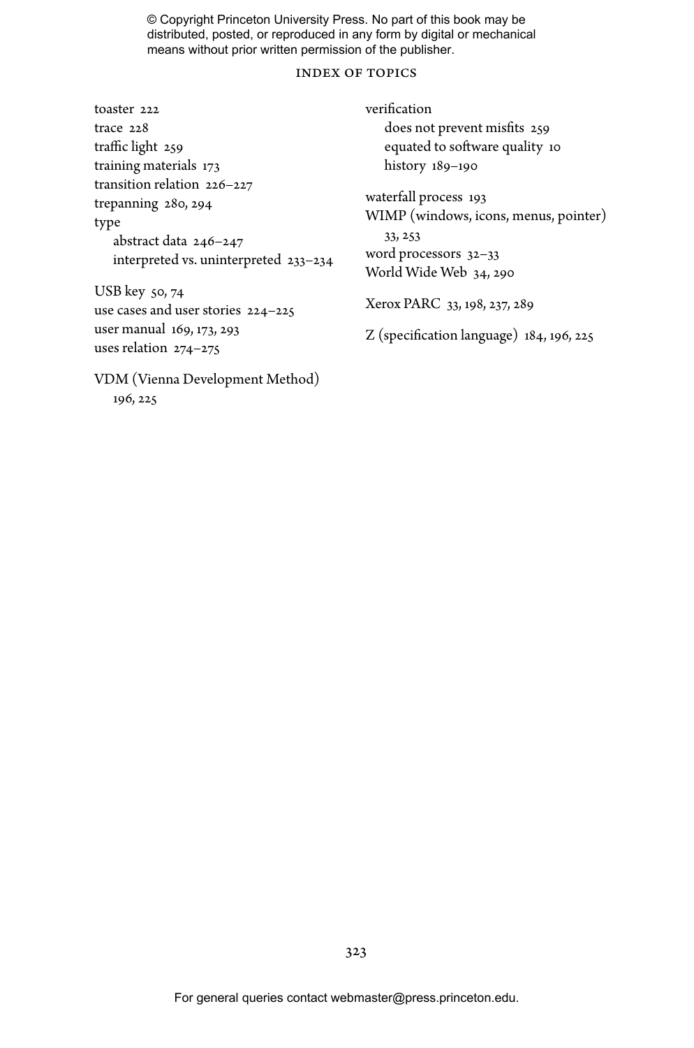toaster 222
trace 228
traffic light 259
training materials 173
transition relation 226–227
trepanning 280, 294
type
  abstract data 246–247
  interpreted vs. uninterpreted 233–234

USB key 50, 74
use cases and user stories 224–225
user manual 169, 173, 293
uses relation 274–275

VDM (Vienna Development Method) 196, 225
verification
  does not prevent misfits 259
  equated to software quality 10
  history 189–190

waterfall process 193
WIMP (windows, icons, menus, pointer) 33, 253
word processors 32–33
World Wide Web 34, 290

Xerox PARC 33, 198, 237, 289

Z (specification language) 184, 196, 225